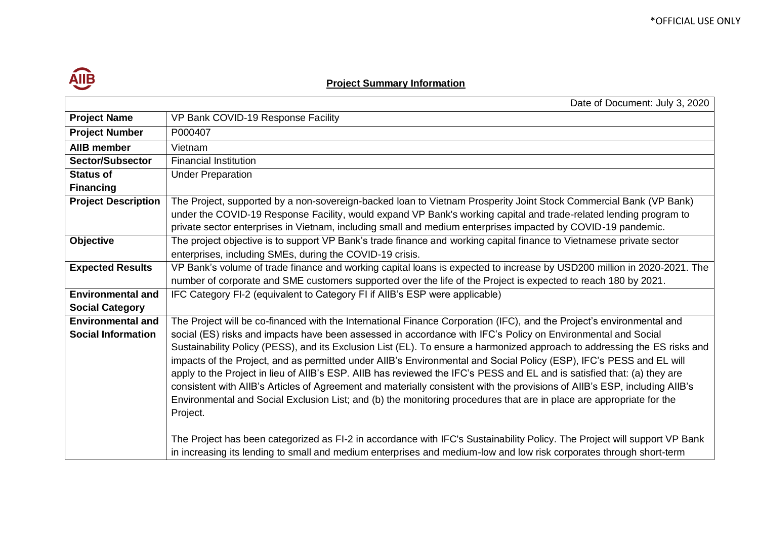*OFFICIAL USE ONLY

AIIB

## Project Summary Information

| | Date of Document: July 3, 2020 |
|---|---|
| **Project Name** | VP Bank COVID-19 Response Facility |
| **Project Number** | P000407 |
| **AIIB member** | Vietnam |
| **Sector/Subsector** | Financial Institution |
| **Status of Financing** | Under Preparation |
| **Project Description** | The Project, supported by a non-sovereign-backed loan to Vietnam Prosperity Joint Stock Commercial Bank (VP Bank) under the COVID-19 Response Facility, would expand VP Bank's working capital and trade-related lending program to private sector enterprises in Vietnam, including small and medium enterprises impacted by COVID-19 pandemic. |
| **Objective** | The project objective is to support VP Bank's trade finance and working capital finance to Vietnamese private sector enterprises, including SMEs, during the COVID-19 crisis. |
| **Expected Results** | VP Bank's volume of trade finance and working capital loans is expected to increase by USD200 million in 2020-2021. The number of corporate and SME customers supported over the life of the Project is expected to reach 180 by 2021. |
| **Environmental and Social Category** | IFC Category FI-2 (equivalent to Category FI if AIIB's ESP were applicable) |
| **Environmental and Social Information** | The Project will be co-financed with the International Finance Corporation (IFC), and the Project's environmental and social (ES) risks and impacts have been assessed in accordance with IFC's Policy on Environmental and Social Sustainability Policy (PESS), and its Exclusion List (EL). To ensure a harmonized approach to addressing the ES risks and impacts of the Project, and as permitted under AIIB's Environmental and Social Policy (ESP), IFC's PESS and EL will apply to the Project in lieu of AIIB's ESP. AIIB has reviewed the IFC's PESS and EL and is satisfied that: (a) they are consistent with AIIB's Articles of Agreement and materially consistent with the provisions of AIIB's ESP, including AIIB's Environmental and Social Exclusion List; and (b) the monitoring procedures that are in place are appropriate for the Project.<br><br>The Project has been categorized as FI-2 in accordance with IFC's Sustainability Policy. The Project will support VP Bank in increasing its lending to small and medium enterprises and medium-low and low risk corporates through short-term |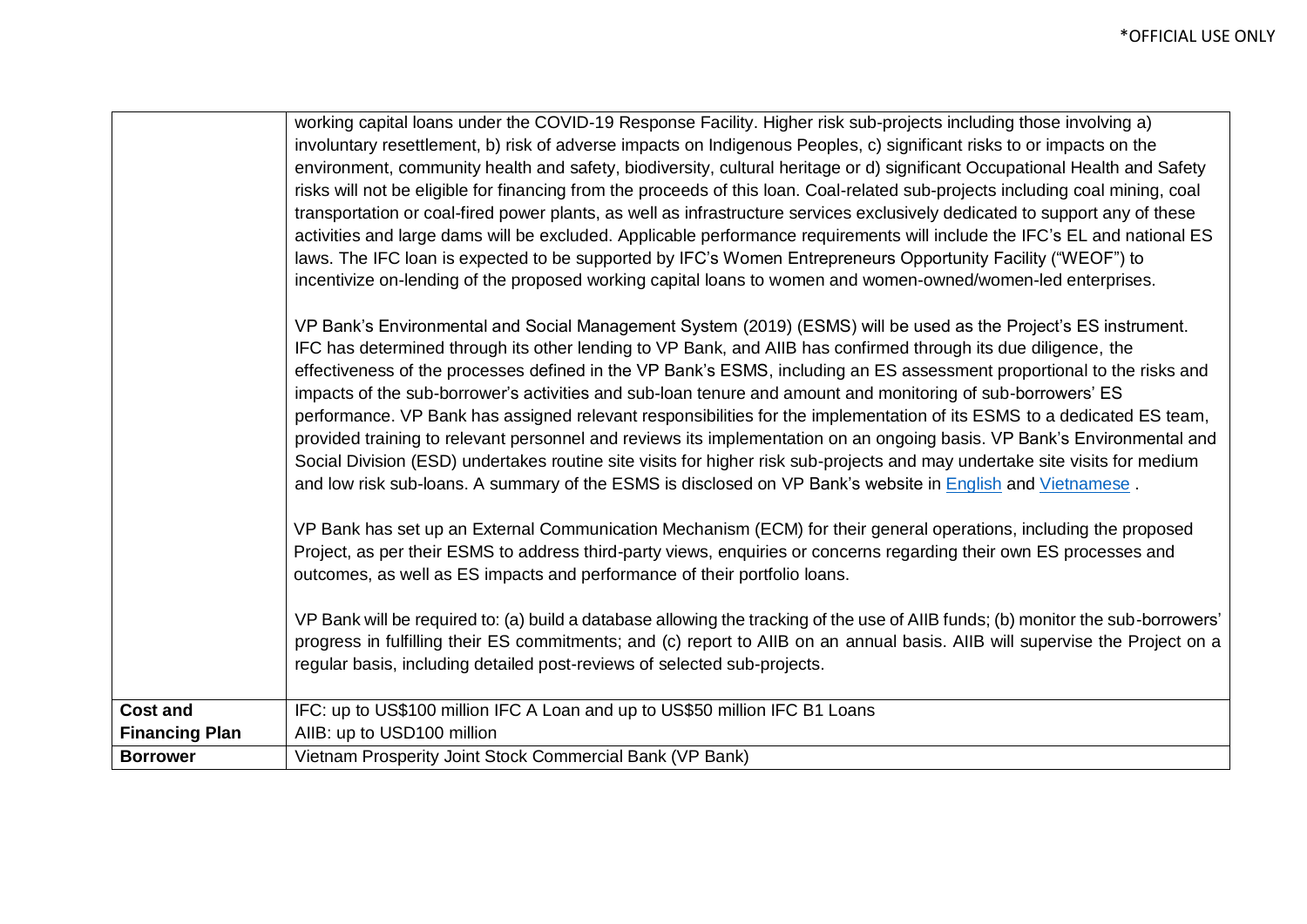| | |
|---|---|
| | working capital loans under the COVID-19 Response Facility. Higher risk sub-projects including those involving a) involuntary resettlement, b) risk of adverse impacts on Indigenous Peoples, c) significant risks to or impacts on the environment, community health and safety, biodiversity, cultural heritage or d) significant Occupational Health and Safety risks will not be eligible for financing from the proceeds of this loan. Coal-related sub-projects including coal mining, coal transportation or coal-fired power plants, as well as infrastructure services exclusively dedicated to support any of these activities and large dams will be excluded. Applicable performance requirements will include the IFC's EL and national ES laws. The IFC loan is expected to be supported by IFC's Women Entrepreneurs Opportunity Facility ("WEOF") to incentivize on-lending of the proposed working capital loans to women and women-owned/women-led enterprises.<br><br>VP Bank's Environmental and Social Management System (2019) (ESMS) will be used as the Project's ES instrument. IFC has determined through its other lending to VP Bank, and AIIB has confirmed through its due diligence, the effectiveness of the processes defined in the VP Bank's ESMS, including an ES assessment proportional to the risks and impacts of the sub-borrower's activities and sub-loan tenure and amount and monitoring of sub-borrowers' ES performance. VP Bank has assigned relevant responsibilities for the implementation of its ESMS to a dedicated ES team, provided training to relevant personnel and reviews its implementation on an ongoing basis. VP Bank's Environmental and Social Division (ESD) undertakes routine site visits for higher risk sub-projects and may undertake site visits for medium and low risk sub-loans. A summary of the ESMS is disclosed on VP Bank's website in English and Vietnamese .<br><br>VP Bank has set up an External Communication Mechanism (ECM) for their general operations, including the proposed Project, as per their ESMS to address third-party views, enquiries or concerns regarding their own ES processes and outcomes, as well as ES impacts and performance of their portfolio loans.<br><br>VP Bank will be required to: (a) build a database allowing the tracking of the use of AIIB funds; (b) monitor the sub-borrowers' progress in fulfilling their ES commitments; and (c) report to AIIB on an annual basis. AIIB will supervise the Project on a regular basis, including detailed post-reviews of selected sub-projects. |
| **Cost and Financing Plan** | IFC: up to US$100 million IFC A Loan and up to US$50 million IFC B1 Loans<br>AIIB: up to USD100 million |
| **Borrower** | Vietnam Prosperity Joint Stock Commercial Bank (VP Bank) |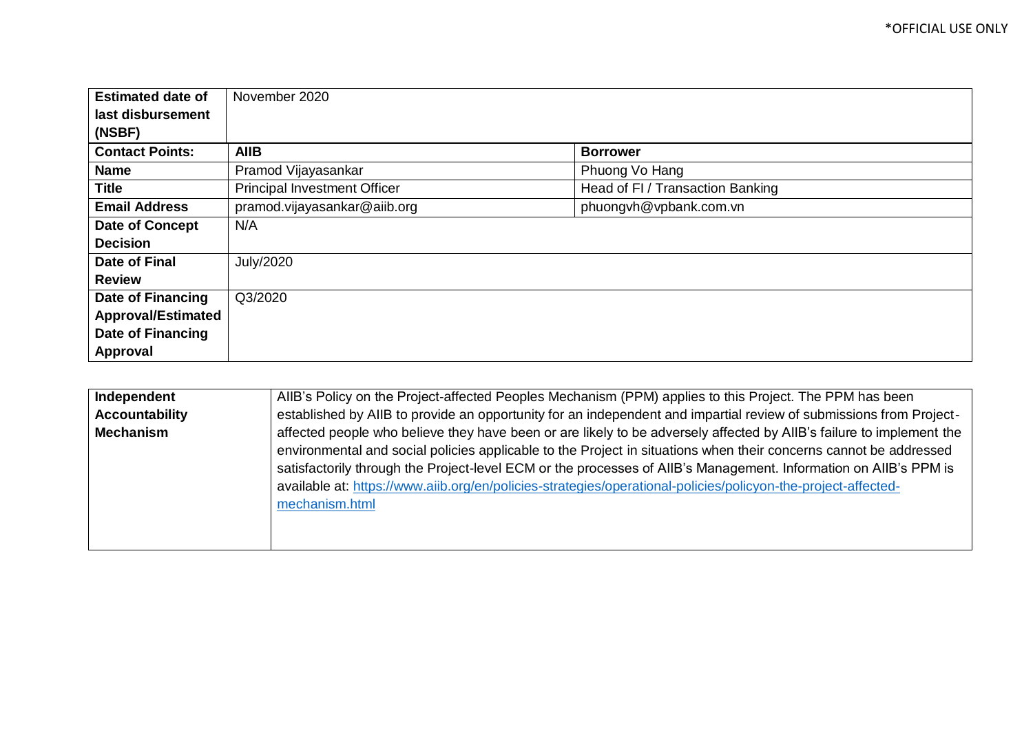| | | |
|---|---|---|
| **Estimated date of last disbursement (NSBF)** | November 2020 | |
| **Contact Points:** | **AIIB** | **Borrower** |
| **Name** | Pramod Vijayasankar | Phuong Vo Hang |
| **Title** | Principal Investment Officer | Head of FI / Transaction Banking |
| **Email Address** | pramod.vijayasankar@aiib.org | phuongvh@vpbank.com.vn |
| **Date of Concept Decision** | N/A | |
| **Date of Final Review** | July/2020 | |
| **Date of Financing Approval/Estimated Date of Financing Approval** | Q3/2020 | |

| | |
|---|---|
| **Independent Accountability Mechanism** | AIIB's Policy on the Project-affected Peoples Mechanism (PPM) applies to this Project. The PPM has been established by AIIB to provide an opportunity for an independent and impartial review of submissions from Project-affected people who believe they have been or are likely to be adversely affected by AIIB's failure to implement the environmental and social policies applicable to the Project in situations when their concerns cannot be addressed satisfactorily through the Project-level ECM or the processes of AIIB's Management. Information on AIIB's PPM is available at: [https://www.aiib.org/en/policies-strategies/operational-policies/policyon-the-project-affected-mechanism.html](https://www.aiib.org/en/policies-strategies/operational-policies/policyon-the-project-affected-mechanism.html) |